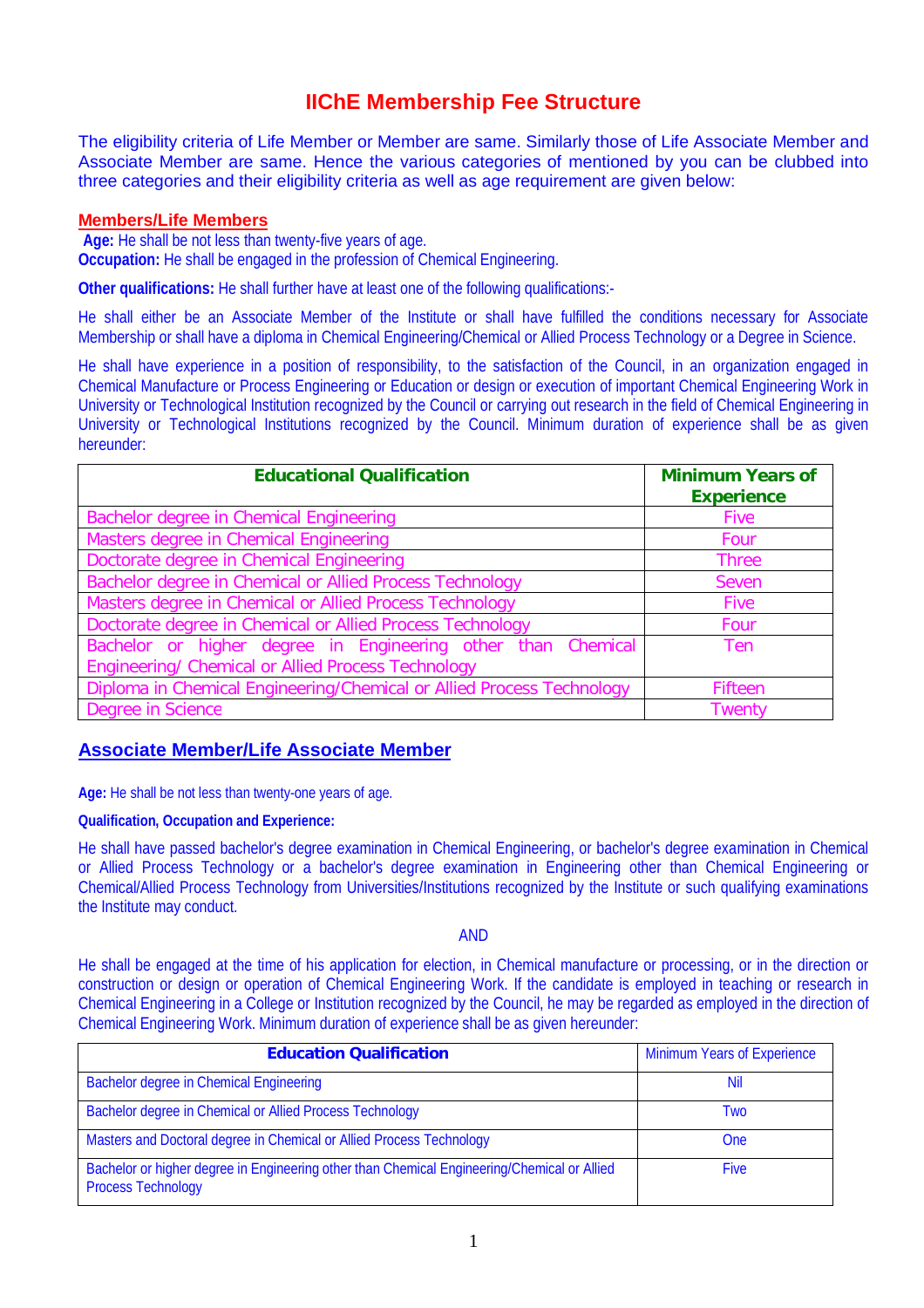# IIChE Membership Fee Structure

The eligibility criteria of Life Member or Member are same. Similarly those of Life Associate Member and Associate Member are same. Hence the various categories of mentioned by you can be clubbed into three categories and their eligibility criteria as well as age requirement are given below:

## Members/Life Members

**Age:** He shall be not less than twenty-five years of age.
**Occupation:** He shall be engaged in the profession of Chemical Engineering.

**Other qualifications:** He shall further have at least one of the following qualifications:-

He shall either be an Associate Member of the Institute or shall have fulfilled the conditions necessary for Associate Membership or shall have a diploma in Chemical Engineering/Chemical or Allied Process Technology or a Degree in Science.

He shall have experience in a position of responsibility, to the satisfaction of the Council, in an organization engaged in Chemical Manufacture or Process Engineering or Education or design or execution of important Chemical Engineering Work in University or Technological Institution recognized by the Council or carrying out research in the field of Chemical Engineering in University or Technological Institutions recognized by the Council. Minimum duration of experience shall be as given hereunder:

| Educational Qualification | Minimum Years of Experience |
|---|---|
| Bachelor degree in Chemical Engineering | Five |
| Masters degree in Chemical Engineering | Four |
| Doctorate degree in Chemical Engineering | Three |
| Bachelor degree in Chemical or Allied Process Technology | Seven |
| Masters degree in Chemical or Allied Process Technology | Five |
| Doctorate degree in Chemical or Allied Process Technology | Four |
| Bachelor or higher degree in Engineering other than Chemical Engineering/ Chemical or Allied Process Technology | Ten |
| Diploma in Chemical Engineering/Chemical or Allied Process Technology | Fifteen |
| Degree in Science | Twenty |

## Associate Member/Life Associate Member

**Age:** He shall be not less than twenty-one years of age.

**Qualification, Occupation and Experience:**

He shall have passed bachelor's degree examination in Chemical Engineering, or bachelor's degree examination in Chemical or Allied Process Technology or a bachelor's degree examination in Engineering other than Chemical Engineering or Chemical/Allied Process Technology from Universities/Institutions recognized by the Institute or such qualifying examinations the Institute may conduct.

AND

He shall be engaged at the time of his application for election, in Chemical manufacture or processing, or in the direction or construction or design or operation of Chemical Engineering Work. If the candidate is employed in teaching or research in Chemical Engineering in a College or Institution recognized by the Council, he may be regarded as employed in the direction of Chemical Engineering Work. Minimum duration of experience shall be as given hereunder:

| Education Qualification | Minimum Years of Experience |
|---|---|
| Bachelor degree in Chemical Engineering | Nil |
| Bachelor degree in Chemical or Allied Process Technology | Two |
| Masters and Doctoral degree in Chemical or Allied Process Technology | One |
| Bachelor or higher degree in Engineering other than Chemical Engineering/Chemical or Allied Process Technology | Five |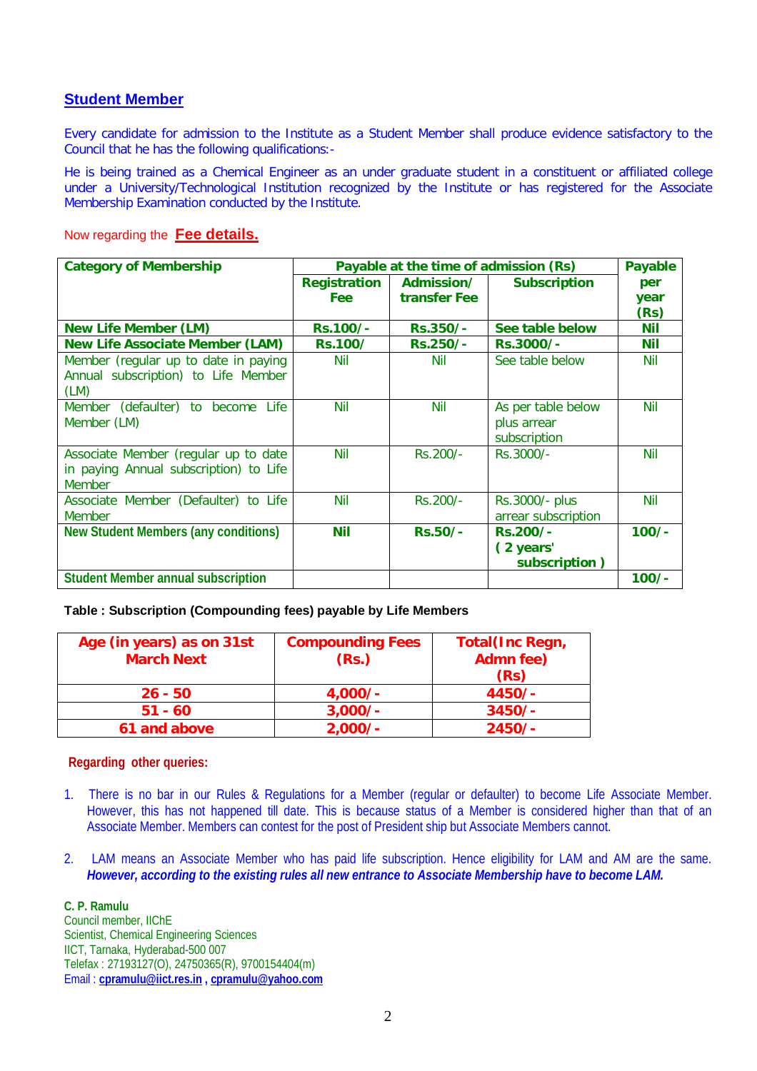## Student Member

Every candidate for admission to the Institute as a Student Member shall produce evidence satisfactory to the Council that he has the following qualifications:-

He is being trained as a Chemical Engineer as an under graduate student in a constituent or affiliated college under a University/Technological Institution recognized by the Institute or has registered for the Associate Membership Examination conducted by the Institute.

Now regarding the **Fee details.**

| Category of Membership | Payable at the time of admission (Rs) | | | Payable per year (Rs) |
|---|---|---|---|---|
| | Registration Fee | Admission/ transfer Fee | Subscription | |
| **New Life Member (LM)** | **Rs.100/-** | **Rs.350/-** | **See table below** | **Nil** |
| **New Life Associate Member (LAM)** | **Rs.100/** | **Rs.250/-** | **Rs.3000/-** | **Nil** |
| Member (regular up to date in paying Annual subscription) to Life Member (LM) | Nil | Nil | See table below | Nil |
| Member (defaulter) to become Life Member (LM) | Nil | Nil | As per table below plus arrear subscription | Nil |
| Associate Member (regular up to date in paying Annual subscription) to Life Member | Nil | Rs.200/- | Rs.3000/- | Nil |
| Associate Member (Defaulter) to Life Member | Nil | Rs.200/- | Rs.3000/- plus arrear subscription | Nil |
| **New Student Members (any conditions)** | **Nil** | **Rs.50/-** | **Rs.200/- ( 2 years' subscription )** | **100/-** |
| **Student Member annual subscription** | | | | **100/-** |

**Table : Subscription (Compounding fees) payable by Life Members**

| Age (in years) as on 31st March Next | Compounding Fees (Rs.) | Total(Inc Regn, Admn fee) (Rs) |
|---|---|---|
| 26 - 50 | 4,000/- | 4450/- |
| 51 - 60 | 3,000/- | 3450/- |
| 61 and above | 2,000/- | 2450/- |

**Regarding other queries:**

1. There is no bar in our Rules & Regulations for a Member (regular or defaulter) to become Life Associate Member. However, this has not happened till date. This is because status of a Member is considered higher than that of an Associate Member. Members can contest for the post of President ship but Associate Members cannot.

2. LAM means an Associate Member who has paid life subscription. Hence eligibility for LAM and AM are the same. ***However, according to the existing rules all new entrance to Associate Membership have to become LAM.***

**C. P. Ramulu**
Council member, IIChE
Scientist, Chemical Engineering Sciences
IICT, Tarnaka, Hyderabad-500 007
Telefax : 27193127(O), 24750365(R), 9700154404(m)
Email : **cpramulu@iict.res.in , cpramulu@yahoo.com**